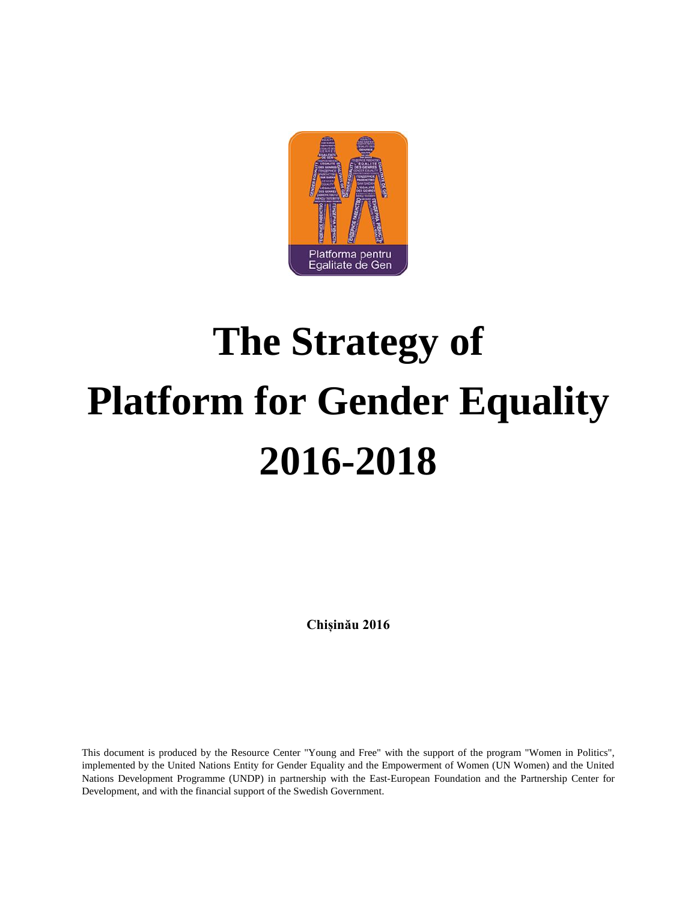# The Strategy of Platform for Gender Equality 2016-2018

**Chișinău 2016**

This document is produced by the Resource Center "Young and Free" with the support of the program "Women in Politics", implemented by the United Nations Entity for Gender Equality and the Empowerment of Women (UN Women) and the United Nations Development Programme (UNDP) in partnership with the East-European Foundation and the Partnership Center for Development, and with the financial support of the Swedish Government.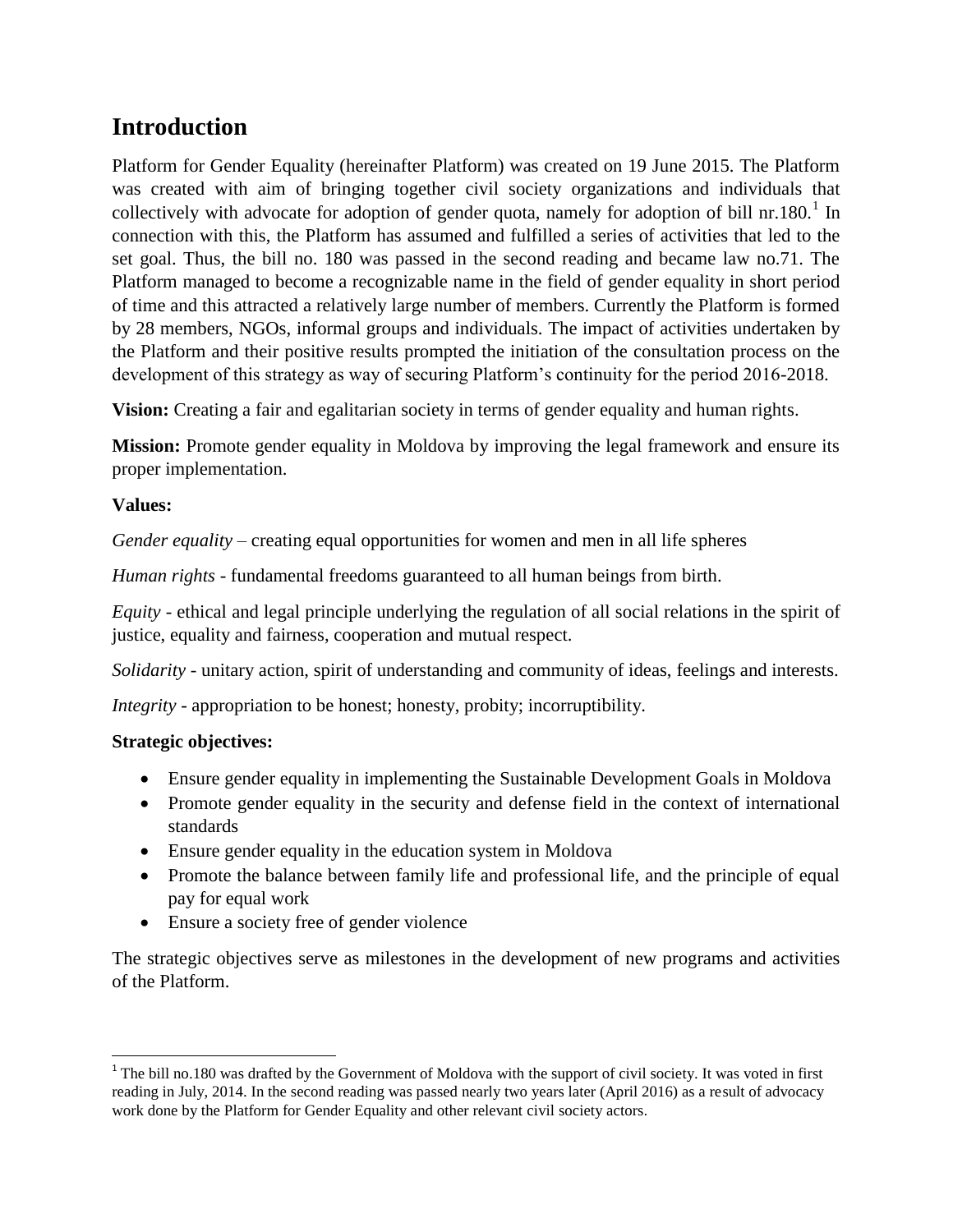# Introduction

Platform for Gender Equality (hereinafter Platform) was created on 19 June 2015. The Platform was created with aim of bringing together civil society organizations and individuals that collectively with advocate for adoption of gender quota, namely for adoption of bill nr.180.[1] In connection with this, the Platform has assumed and fulfilled a series of activities that led to the set goal. Thus, the bill no. 180 was passed in the second reading and became law no.71. The Platform managed to become a recognizable name in the field of gender equality in short period of time and this attracted a relatively large number of members. Currently the Platform is formed by 28 members, NGOs, informal groups and individuals. The impact of activities undertaken by the Platform and their positive results prompted the initiation of the consultation process on the development of this strategy as way of securing Platform's continuity for the period 2016-2018.

**Vision:** Creating a fair and egalitarian society in terms of gender equality and human rights.

**Mission:** Promote gender equality in Moldova by improving the legal framework and ensure its proper implementation.

**Values:**

*Gender equality* – creating equal opportunities for women and men in all life spheres

*Human rights* - fundamental freedoms guaranteed to all human beings from birth.

*Equity* - ethical and legal principle underlying the regulation of all social relations in the spirit of justice, equality and fairness, cooperation and mutual respect.

*Solidarity* - unitary action, spirit of understanding and community of ideas, feelings and interests.

*Integrity* - appropriation to be honest; honesty, probity; incorruptibility.

**Strategic objectives:**

- Ensure gender equality in implementing the Sustainable Development Goals in Moldova
- Promote gender equality in the security and defense field in the context of international standards
- Ensure gender equality in the education system in Moldova
- Promote the balance between family life and professional life, and the principle of equal pay for equal work
- Ensure a society free of gender violence

The strategic objectives serve as milestones in the development of new programs and activities of the Platform.

[1] The bill no.180 was drafted by the Government of Moldova with the support of civil society. It was voted in first reading in July, 2014. In the second reading was passed nearly two years later (April 2016) as a result of advocacy work done by the Platform for Gender Equality and other relevant civil society actors.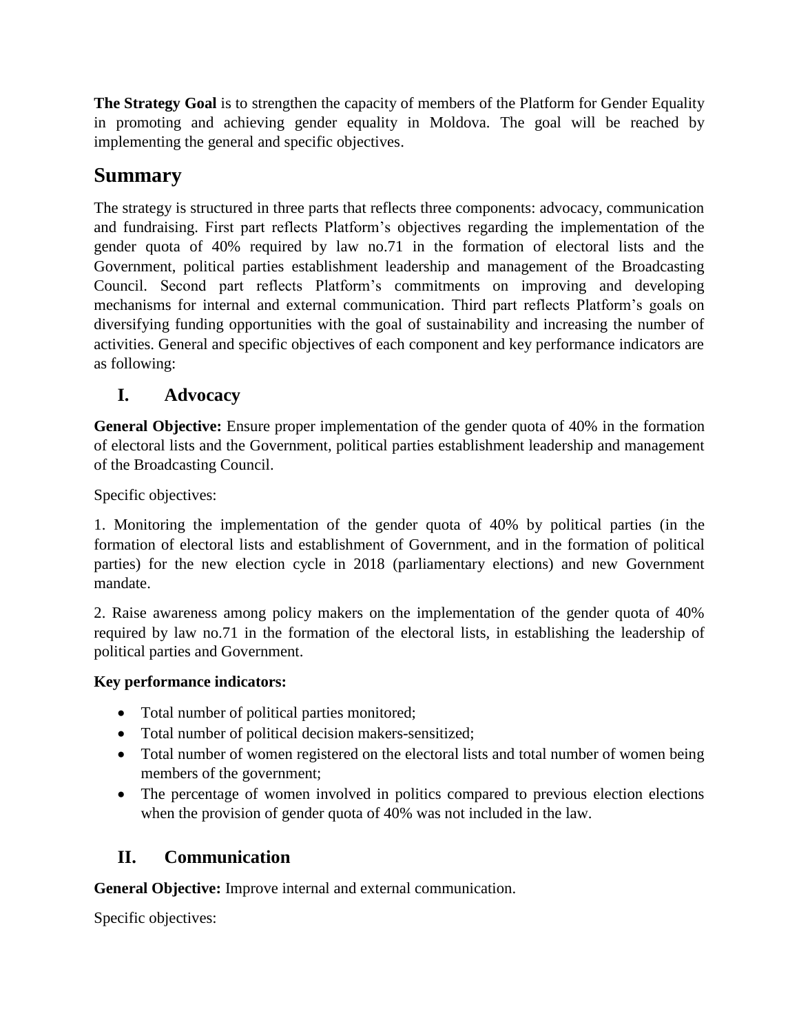**The Strategy Goal** is to strengthen the capacity of members of the Platform for Gender Equality in promoting and achieving gender equality in Moldova. The goal will be reached by implementing the general and specific objectives.

# Summary

The strategy is structured in three parts that reflects three components: advocacy, communication and fundraising. First part reflects Platform's objectives regarding the implementation of the gender quota of 40% required by law no.71 in the formation of electoral lists and the Government, political parties establishment leadership and management of the Broadcasting Council. Second part reflects Platform's commitments on improving and developing mechanisms for internal and external communication. Third part reflects Platform's goals on diversifying funding opportunities with the goal of sustainability and increasing the number of activities. General and specific objectives of each component and key performance indicators are as following:

## I. Advocacy

**General Objective:** Ensure proper implementation of the gender quota of 40% in the formation of electoral lists and the Government, political parties establishment leadership and management of the Broadcasting Council.

Specific objectives:

1. Monitoring the implementation of the gender quota of 40% by political parties (in the formation of electoral lists and establishment of Government, and in the formation of political parties) for the new election cycle in 2018 (parliamentary elections) and new Government mandate.

2. Raise awareness among policy makers on the implementation of the gender quota of 40% required by law no.71 in the formation of the electoral lists, in establishing the leadership of political parties and Government.

**Key performance indicators:**

- Total number of political parties monitored;
- Total number of political decision makers-sensitized;
- Total number of women registered on the electoral lists and total number of women being members of the government;
- The percentage of women involved in politics compared to previous election elections when the provision of gender quota of 40% was not included in the law.

## II. Communication

**General Objective:** Improve internal and external communication.

Specific objectives: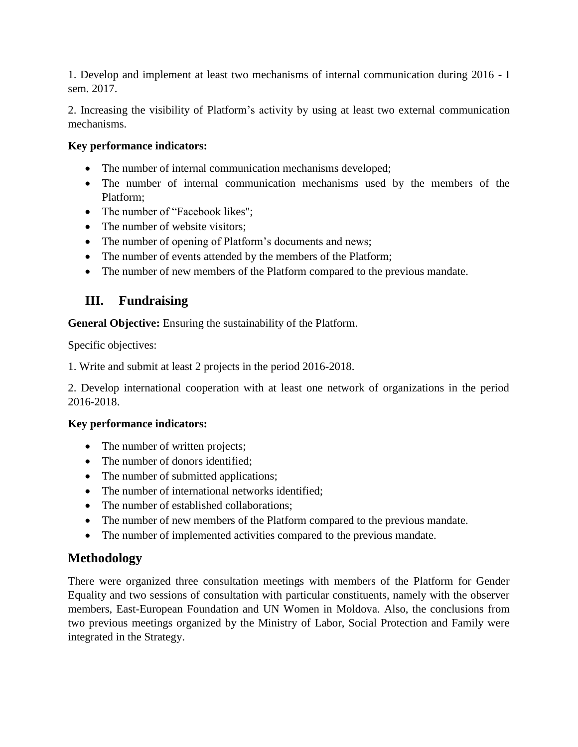1. Develop and implement at least two mechanisms of internal communication during 2016 - I sem. 2017.

2. Increasing the visibility of Platform's activity by using at least two external communication mechanisms.

**Key performance indicators:**

- The number of internal communication mechanisms developed;
- The number of internal communication mechanisms used by the members of the Platform;
- The number of "Facebook likes";
- The number of website visitors;
- The number of opening of Platform's documents and news;
- The number of events attended by the members of the Platform;
- The number of new members of the Platform compared to the previous mandate.

## III. Fundraising

**General Objective:** Ensuring the sustainability of the Platform.

Specific objectives:

1. Write and submit at least 2 projects in the period 2016-2018.

2. Develop international cooperation with at least one network of organizations in the period 2016-2018.

**Key performance indicators:**

- The number of written projects;
- The number of donors identified;
- The number of submitted applications;
- The number of international networks identified;
- The number of established collaborations;
- The number of new members of the Platform compared to the previous mandate.
- The number of implemented activities compared to the previous mandate.

## Methodology

There were organized three consultation meetings with members of the Platform for Gender Equality and two sessions of consultation with particular constituents, namely with the observer members, East-European Foundation and UN Women in Moldova. Also, the conclusions from two previous meetings organized by the Ministry of Labor, Social Protection and Family were integrated in the Strategy.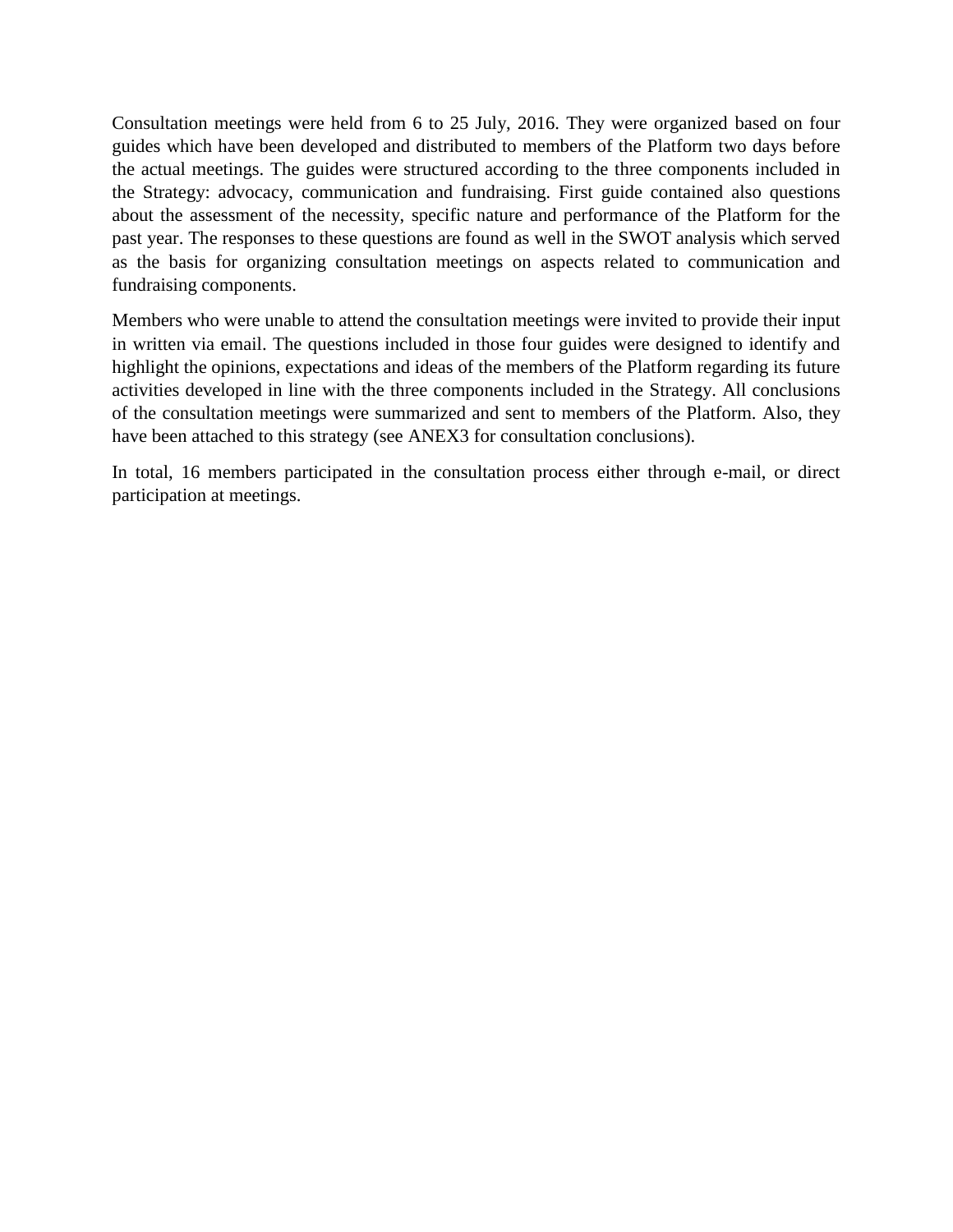Consultation meetings were held from 6 to 25 July, 2016. They were organized based on four guides which have been developed and distributed to members of the Platform two days before the actual meetings. The guides were structured according to the three components included in the Strategy: advocacy, communication and fundraising. First guide contained also questions about the assessment of the necessity, specific nature and performance of the Platform for the past year. The responses to these questions are found as well in the SWOT analysis which served as the basis for organizing consultation meetings on aspects related to communication and fundraising components.

Members who were unable to attend the consultation meetings were invited to provide their input in written via email. The questions included in those four guides were designed to identify and highlight the opinions, expectations and ideas of the members of the Platform regarding its future activities developed in line with the three components included in the Strategy. All conclusions of the consultation meetings were summarized and sent to members of the Platform. Also, they have been attached to this strategy (see ANEX3 for consultation conclusions).

In total, 16 members participated in the consultation process either through e-mail, or direct participation at meetings.